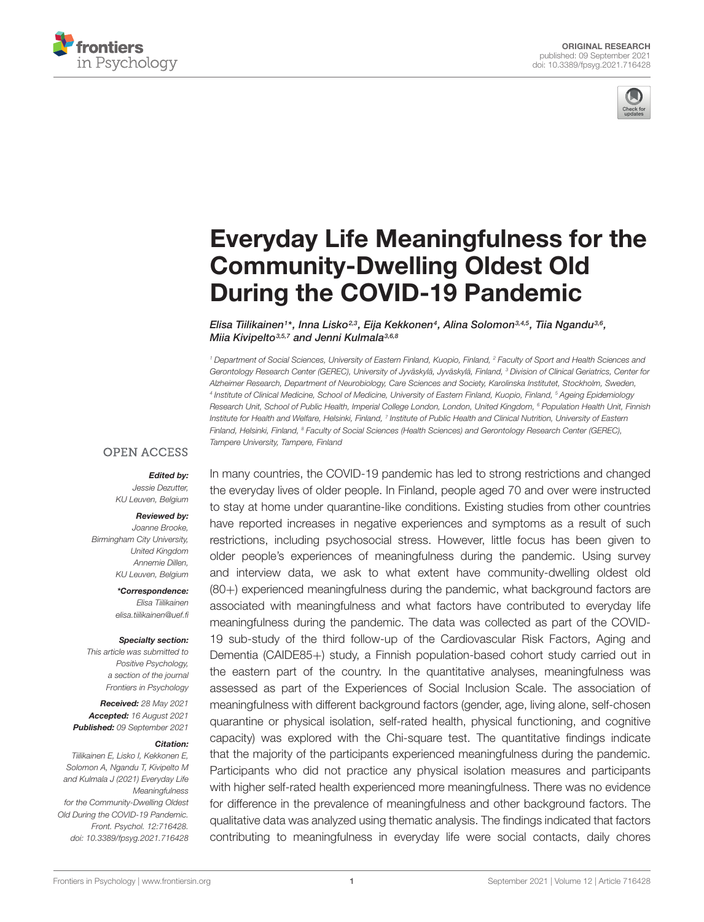ORIGINAL RESEARCH
published: 09 September 2021
doi: 10.3389/fpsyg.2021.716428

# Everyday Life Meaningfulness for the Community-Dwelling Oldest Old During the COVID-19 Pandemic

*Elisa Tiilikainen[1]\*, Inna Lisko[2,3], Eija Kekkonen[4], Alina Solomon[3,4,5], Tiia Ngandu[3,6], Miia Kivipelto[3,5,7] and Jenni Kulmala[3,6,8]*

[1] Department of Social Sciences, University of Eastern Finland, Kuopio, Finland, [2] Faculty of Sport and Health Sciences and Gerontology Research Center (GEREC), University of Jyväskylä, Jyväskylä, Finland, [3] Division of Clinical Geriatrics, Center for Alzheimer Research, Department of Neurobiology, Care Sciences and Society, Karolinska Institutet, Stockholm, Sweden, [4] Institute of Clinical Medicine, School of Medicine, University of Eastern Finland, Kuopio, Finland, [5] Ageing Epidemiology Research Unit, School of Public Health, Imperial College London, London, United Kingdom, [6] Population Health Unit, Finnish Institute for Health and Welfare, Helsinki, Finland, [7] Institute of Public Health and Clinical Nutrition, University of Eastern Finland, Helsinki, Finland, [8] Faculty of Social Sciences (Health Sciences) and Gerontology Research Center (GEREC), Tampere University, Tampere, Finland

OPEN ACCESS

***Edited by:***
*Jessie Dezutter, KU Leuven, Belgium*

***Reviewed by:***
*Joanne Brooke, Birmingham City University, United Kingdom*
*Annemie Dillen, KU Leuven, Belgium*

***\*Correspondence:***
*Elisa Tiilikainen*
*elisa.tiilikainen@uef.fi*

***Specialty section:***
*This article was submitted to Positive Psychology, a section of the journal Frontiers in Psychology*

***Received:*** *28 May 2021*
***Accepted:*** *16 August 2021*
***Published:*** *09 September 2021*

***Citation:***
*Tiilikainen E, Lisko I, Kekkonen E, Solomon A, Ngandu T, Kivipelto M and Kulmala J (2021) Everyday Life Meaningfulness for the Community-Dwelling Oldest Old During the COVID-19 Pandemic. Front. Psychol. 12:716428. doi: 10.3389/fpsyg.2021.716428*

In many countries, the COVID-19 pandemic has led to strong restrictions and changed the everyday lives of older people. In Finland, people aged 70 and over were instructed to stay at home under quarantine-like conditions. Existing studies from other countries have reported increases in negative experiences and symptoms as a result of such restrictions, including psychosocial stress. However, little focus has been given to older people's experiences of meaningfulness during the pandemic. Using survey and interview data, we ask to what extent have community-dwelling oldest old (80+) experienced meaningfulness during the pandemic, what background factors are associated with meaningfulness and what factors have contributed to everyday life meaningfulness during the pandemic. The data was collected as part of the COVID-19 sub-study of the third follow-up of the Cardiovascular Risk Factors, Aging and Dementia (CAIDE85+) study, a Finnish population-based cohort study carried out in the eastern part of the country. In the quantitative analyses, meaningfulness was assessed as part of the Experiences of Social Inclusion Scale. The association of meaningfulness with different background factors (gender, age, living alone, self-chosen quarantine or physical isolation, self-rated health, physical functioning, and cognitive capacity) was explored with the Chi-square test. The quantitative findings indicate that the majority of the participants experienced meaningfulness during the pandemic. Participants who did not practice any physical isolation measures and participants with higher self-rated health experienced more meaningfulness. There was no evidence for difference in the prevalence of meaningfulness and other background factors. The qualitative data was analyzed using thematic analysis. The findings indicated that factors contributing to meaningfulness in everyday life were social contacts, daily chores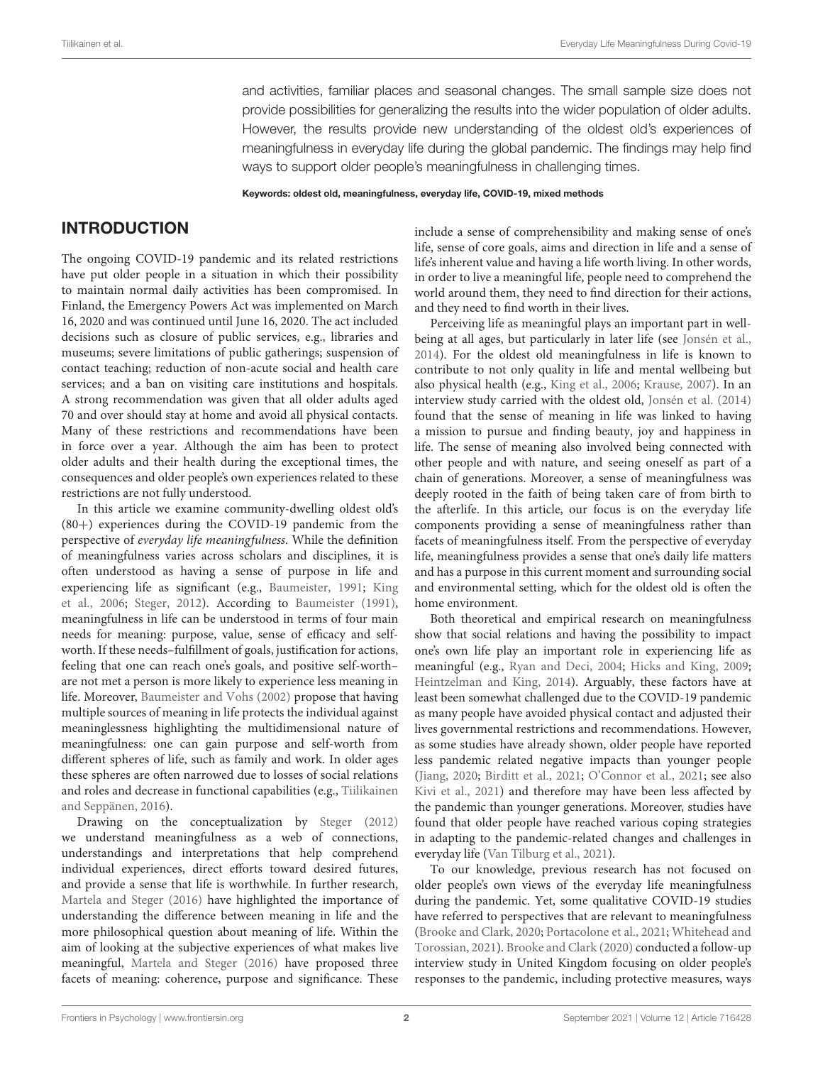and activities, familiar places and seasonal changes. The small sample size does not provide possibilities for generalizing the results into the wider population of older adults. However, the results provide new understanding of the oldest old's experiences of meaningfulness in everyday life during the global pandemic. The findings may help find ways to support older people's meaningfulness in challenging times.

**Keywords: oldest old, meaningfulness, everyday life, COVID-19, mixed methods**

## INTRODUCTION

The ongoing COVID-19 pandemic and its related restrictions have put older people in a situation in which their possibility to maintain normal daily activities has been compromised. In Finland, the Emergency Powers Act was implemented on March 16, 2020 and was continued until June 16, 2020. The act included decisions such as closure of public services, e.g., libraries and museums; severe limitations of public gatherings; suspension of contact teaching; reduction of non-acute social and health care services; and a ban on visiting care institutions and hospitals. A strong recommendation was given that all older adults aged 70 and over should stay at home and avoid all physical contacts. Many of these restrictions and recommendations have been in force over a year. Although the aim has been to protect older adults and their health during the exceptional times, the consequences and older people's own experiences related to these restrictions are not fully understood.

In this article we examine community-dwelling oldest old's (80+) experiences during the COVID-19 pandemic from the perspective of *everyday life meaningfulness*. While the definition of meaningfulness varies across scholars and disciplines, it is often understood as having a sense of purpose in life and experiencing life as significant (e.g., Baumeister, 1991; King et al., 2006; Steger, 2012). According to Baumeister (1991), meaningfulness in life can be understood in terms of four main needs for meaning: purpose, value, sense of efficacy and self-worth. If these needs–fulfillment of goals, justification for actions, feeling that one can reach one's goals, and positive self-worth–are not met a person is more likely to experience less meaning in life. Moreover, Baumeister and Vohs (2002) propose that having multiple sources of meaning in life protects the individual against meaninglessness highlighting the multidimensional nature of meaningfulness: one can gain purpose and self-worth from different spheres of life, such as family and work. In older ages these spheres are often narrowed due to losses of social relations and roles and decrease in functional capabilities (e.g., Tiilikainen and Seppänen, 2016).

Drawing on the conceptualization by Steger (2012) we understand meaningfulness as a web of connections, understandings and interpretations that help comprehend individual experiences, direct efforts toward desired futures, and provide a sense that life is worthwhile. In further research, Martela and Steger (2016) have highlighted the importance of understanding the difference between meaning in life and the more philosophical question about meaning of life. Within the aim of looking at the subjective experiences of what makes live meaningful, Martela and Steger (2016) have proposed three facets of meaning: coherence, purpose and significance. These include a sense of comprehensibility and making sense of one's life, sense of core goals, aims and direction in life and a sense of life's inherent value and having a life worth living. In other words, in order to live a meaningful life, people need to comprehend the world around them, they need to find direction for their actions, and they need to find worth in their lives.

Perceiving life as meaningful plays an important part in well-being at all ages, but particularly in later life (see Jonsén et al., 2014). For the oldest old meaningfulness in life is known to contribute to not only quality in life and mental wellbeing but also physical health (e.g., King et al., 2006; Krause, 2007). In an interview study carried with the oldest old, Jonsén et al. (2014) found that the sense of meaning in life was linked to having a mission to pursue and finding beauty, joy and happiness in life. The sense of meaning also involved being connected with other people and with nature, and seeing oneself as part of a chain of generations. Moreover, a sense of meaningfulness was deeply rooted in the faith of being taken care of from birth to the afterlife. In this article, our focus is on the everyday life components providing a sense of meaningfulness rather than facets of meaningfulness itself. From the perspective of everyday life, meaningfulness provides a sense that one's daily life matters and has a purpose in this current moment and surrounding social and environmental setting, which for the oldest old is often the home environment.

Both theoretical and empirical research on meaningfulness show that social relations and having the possibility to impact one's own life play an important role in experiencing life as meaningful (e.g., Ryan and Deci, 2004; Hicks and King, 2009; Heintzelman and King, 2014). Arguably, these factors have at least been somewhat challenged due to the COVID-19 pandemic as many people have avoided physical contact and adjusted their lives governmental restrictions and recommendations. However, as some studies have already shown, older people have reported less pandemic related negative impacts than younger people (Jiang, 2020; Birditt et al., 2021; O'Connor et al., 2021; see also Kivi et al., 2021) and therefore may have been less affected by the pandemic than younger generations. Moreover, studies have found that older people have reached various coping strategies in adapting to the pandemic-related changes and challenges in everyday life (Van Tilburg et al., 2021).

To our knowledge, previous research has not focused on older people's own views of the everyday life meaningfulness during the pandemic. Yet, some qualitative COVID-19 studies have referred to perspectives that are relevant to meaningfulness (Brooke and Clark, 2020; Portacolone et al., 2021; Whitehead and Torossian, 2021). Brooke and Clark (2020) conducted a follow-up interview study in United Kingdom focusing on older people's responses to the pandemic, including protective measures, ways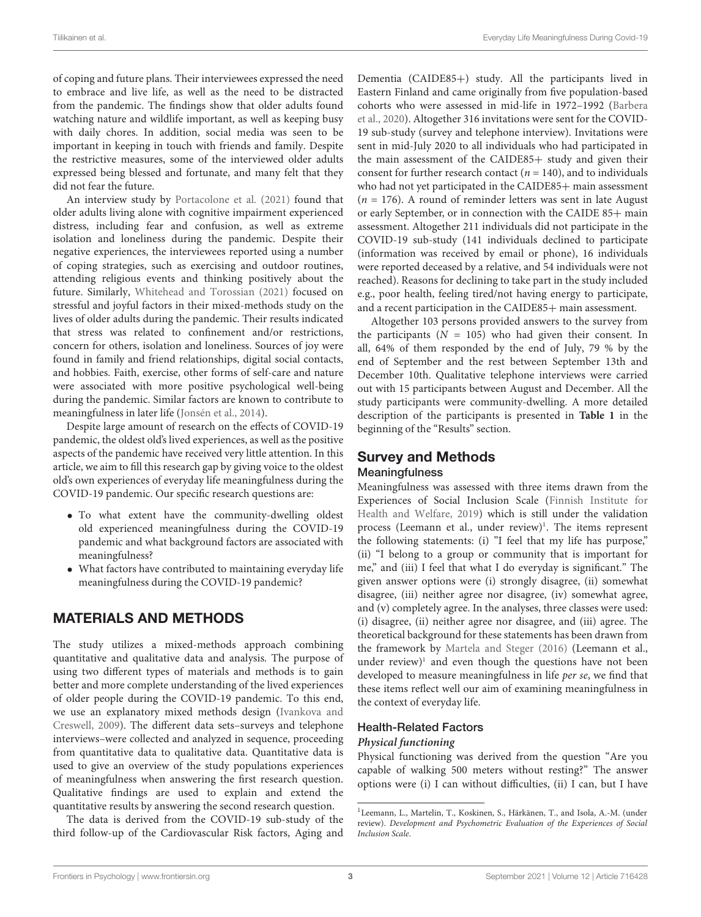of coping and future plans. Their interviewees expressed the need to embrace and live life, as well as the need to be distracted from the pandemic. The findings show that older adults found watching nature and wildlife important, as well as keeping busy with daily chores. In addition, social media was seen to be important in keeping in touch with friends and family. Despite the restrictive measures, some of the interviewed older adults expressed being blessed and fortunate, and many felt that they did not fear the future.

An interview study by Portacolone et al. (2021) found that older adults living alone with cognitive impairment experienced distress, including fear and confusion, as well as extreme isolation and loneliness during the pandemic. Despite their negative experiences, the interviewees reported using a number of coping strategies, such as exercising and outdoor routines, attending religious events and thinking positively about the future. Similarly, Whitehead and Torossian (2021) focused on stressful and joyful factors in their mixed-methods study on the lives of older adults during the pandemic. Their results indicated that stress was related to confinement and/or restrictions, concern for others, isolation and loneliness. Sources of joy were found in family and friend relationships, digital social contacts, and hobbies. Faith, exercise, other forms of self-care and nature were associated with more positive psychological well-being during the pandemic. Similar factors are known to contribute to meaningfulness in later life (Jonsén et al., 2014).

Despite large amount of research on the effects of COVID-19 pandemic, the oldest old's lived experiences, as well as the positive aspects of the pandemic have received very little attention. In this article, we aim to fill this research gap by giving voice to the oldest old's own experiences of everyday life meaningfulness during the COVID-19 pandemic. Our specific research questions are:

- To what extent have the community-dwelling oldest old experienced meaningfulness during the COVID-19 pandemic and what background factors are associated with meaningfulness?
- What factors have contributed to maintaining everyday life meaningfulness during the COVID-19 pandemic?

## MATERIALS AND METHODS

The study utilizes a mixed-methods approach combining quantitative and qualitative data and analysis. The purpose of using two different types of materials and methods is to gain better and more complete understanding of the lived experiences of older people during the COVID-19 pandemic. To this end, we use an explanatory mixed methods design (Ivankova and Creswell, 2009). The different data sets–surveys and telephone interviews–were collected and analyzed in sequence, proceeding from quantitative data to qualitative data. Quantitative data is used to give an overview of the study populations experiences of meaningfulness when answering the first research question. Qualitative findings are used to explain and extend the quantitative results by answering the second research question.

The data is derived from the COVID-19 sub-study of the third follow-up of the Cardiovascular Risk factors, Aging and Dementia (CAIDE85+) study. All the participants lived in Eastern Finland and came originally from five population-based cohorts who were assessed in mid-life in 1972–1992 (Barbera et al., 2020). Altogether 316 invitations were sent for the COVID-19 sub-study (survey and telephone interview). Invitations were sent in mid-July 2020 to all individuals who had participated in the main assessment of the CAIDE85+ study and given their consent for further research contact ($n$ = 140), and to individuals who had not yet participated in the CAIDE85+ main assessment ($n$ = 176). A round of reminder letters was sent in late August or early September, or in connection with the CAIDE 85+ main assessment. Altogether 211 individuals did not participate in the COVID-19 sub-study (141 individuals declined to participate (information was received by email or phone), 16 individuals were reported deceased by a relative, and 54 individuals were not reached). Reasons for declining to take part in the study included e.g., poor health, feeling tired/not having energy to participate, and a recent participation in the CAIDE85+ main assessment.

Altogether 103 persons provided answers to the survey from the participants ($N$ = 105) who had given their consent. In all, 64% of them responded by the end of July, 79 % by the end of September and the rest between September 13th and December 10th. Qualitative telephone interviews were carried out with 15 participants between August and December. All the study participants were community-dwelling. A more detailed description of the participants is presented in **Table 1** in the beginning of the "Results" section.

## Survey and Methods

### Meaningfulness

Meaningfulness was assessed with three items drawn from the Experiences of Social Inclusion Scale (Finnish Institute for Health and Welfare, 2019) which is still under the validation process (Leemann et al., under review)[1]. The items represent the following statements: (i) "I feel that my life has purpose," (ii) "I belong to a group or community that is important for me," and (iii) I feel that what I do everyday is significant." The given answer options were (i) strongly disagree, (ii) somewhat disagree, (iii) neither agree nor disagree, (iv) somewhat agree, and (v) completely agree. In the analyses, three classes were used: (i) disagree, (ii) neither agree nor disagree, and (iii) agree. The theoretical background for these statements has been drawn from the framework by Martela and Steger (2016) (Leemann et al., under review)[1] and even though the questions have not been developed to measure meaningfulness in life *per se*, we find that these items reflect well our aim of examining meaningfulness in the context of everyday life.

### Health-Related Factors

#### *Physical functioning*

Physical functioning was derived from the question "Are you capable of walking 500 meters without resting?" The answer options were (i) I can without difficulties, (ii) I can, but I have

[1]Leemann, L., Martelin, T., Koskinen, S., Härkänen, T., and Isola, A.-M. (under review). *Development and Psychometric Evaluation of the Experiences of Social Inclusion Scale.*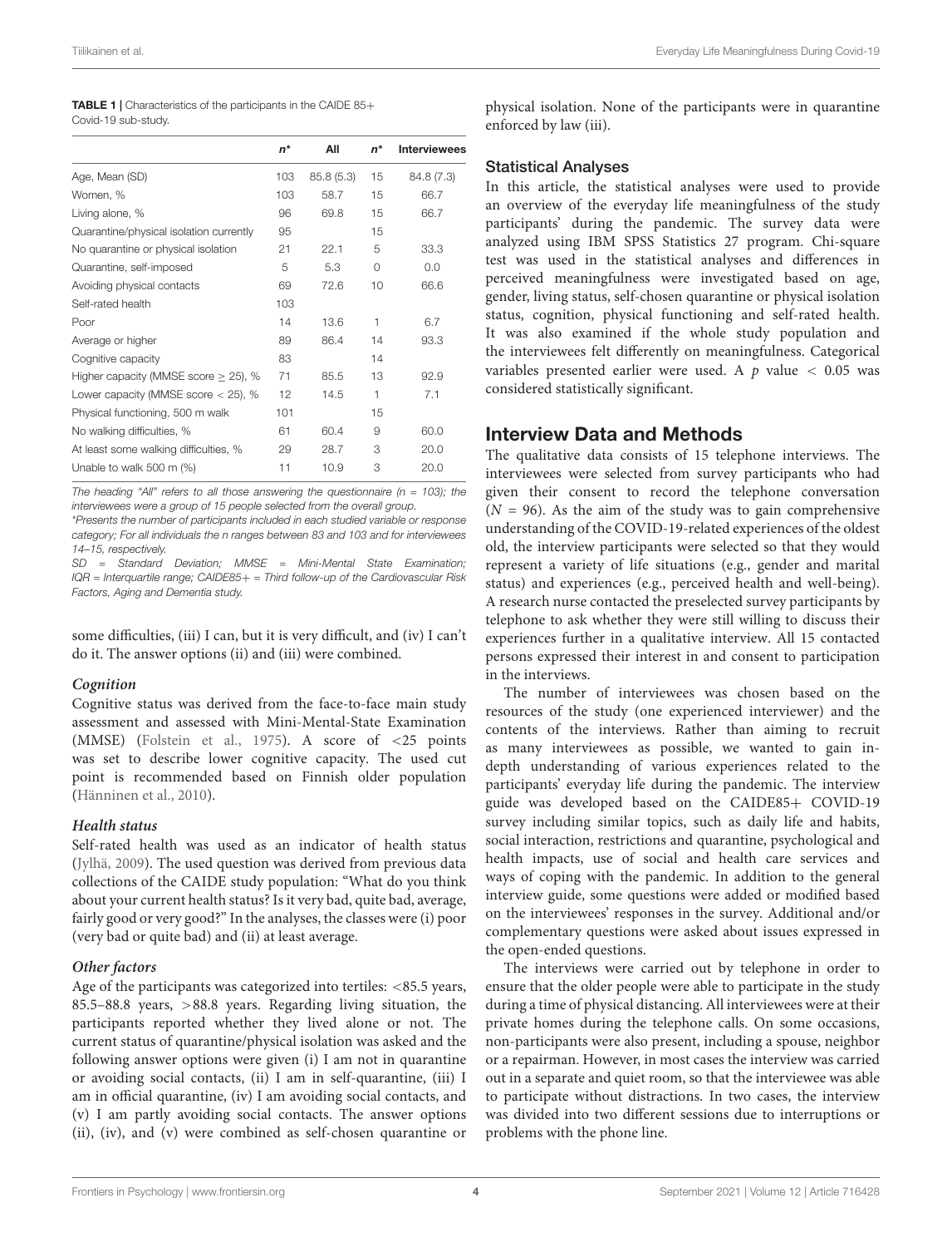**TABLE 1** | Characteristics of the participants in the CAIDE 85+ Covid-19 sub-study.

| | $n^*$ | All | $n^*$ | Interviewees |
|---|---|---|---|---|
| Age, Mean (SD) | 103 | 85.8 (5.3) | 15 | 84.8 (7.3) |
| Women, % | 103 | 58.7 | 15 | 66.7 |
| Living alone, % | 96 | 69.8 | 15 | 66.7 |
| Quarantine/physical isolation currently | 95 | | 15 | |
| No quarantine or physical isolation | 21 | 22.1 | 5 | 33.3 |
| Quarantine, self-imposed | 5 | 5.3 | 0 | 0.0 |
| Avoiding physical contacts | 69 | 72.6 | 10 | 66.6 |
| Self-rated health | 103 | | | |
| Poor | 14 | 13.6 | 1 | 6.7 |
| Average or higher | 89 | 86.4 | 14 | 93.3 |
| Cognitive capacity | 83 | | 14 | |
| Higher capacity (MMSE score ≥ 25), % | 71 | 85.5 | 13 | 92.9 |
| Lower capacity (MMSE score < 25), % | 12 | 14.5 | 1 | 7.1 |
| Physical functioning, 500 m walk | 101 | | 15 | |
| No walking difficulties, % | 61 | 60.4 | 9 | 60.0 |
| At least some walking difficulties, % | 29 | 28.7 | 3 | 20.0 |
| Unable to walk 500 m (%) | 11 | 10.9 | 3 | 20.0 |

*The heading "All" refers to all those answering the questionnaire (n = 103); the interviewees were a group of 15 people selected from the overall group.*

*\*Presents the number of participants included in each studied variable or response category; For all individuals the n ranges between 83 and 103 and for interviewees 14–15, respectively.*

*SD = Standard Deviation; MMSE = Mini-Mental State Examination; IQR = Interquartile range; CAIDE85+ = Third follow-up of the Cardiovascular Risk Factors, Aging and Dementia study.*

some difficulties, (iii) I can, but it is very difficult, and (iv) I can't do it. The answer options (ii) and (iii) were combined.

#### *Cognition*

Cognitive status was derived from the face-to-face main study assessment and assessed with Mini-Mental-State Examination (MMSE) (Folstein et al., 1975). A score of <25 points was set to describe lower cognitive capacity. The used cut point is recommended based on Finnish older population (Hänninen et al., 2010).

#### *Health status*

Self-rated health was used as an indicator of health status (Jylhä, 2009). The used question was derived from previous data collections of the CAIDE study population: "What do you think about your current health status? Is it very bad, quite bad, average, fairly good or very good?" In the analyses, the classes were (i) poor (very bad or quite bad) and (ii) at least average.

#### *Other factors*

Age of the participants was categorized into tertiles: <85.5 years, 85.5–88.8 years, >88.8 years. Regarding living situation, the participants reported whether they lived alone or not. The current status of quarantine/physical isolation was asked and the following answer options were given (i) I am not in quarantine or avoiding social contacts, (ii) I am in self-quarantine, (iii) I am in official quarantine, (iv) I am avoiding social contacts, and (v) I am partly avoiding social contacts. The answer options (ii), (iv), and (v) were combined as self-chosen quarantine or physical isolation. None of the participants were in quarantine enforced by law (iii).

### Statistical Analyses

In this article, the statistical analyses were used to provide an overview of the everyday life meaningfulness of the study participants' during the pandemic. The survey data were analyzed using IBM SPSS Statistics 27 program. Chi-square test was used in the statistical analyses and differences in perceived meaningfulness were investigated based on age, gender, living status, self-chosen quarantine or physical isolation status, cognition, physical functioning and self-rated health. It was also examined if the whole study population and the interviewees felt differently on meaningfulness. Categorical variables presented earlier were used. A $p$ value $< 0.05$ was considered statistically significant.

## Interview Data and Methods

The qualitative data consists of 15 telephone interviews. The interviewees were selected from survey participants who had given their consent to record the telephone conversation ($N = 96$). As the aim of the study was to gain comprehensive understanding of the COVID-19-related experiences of the oldest old, the interview participants were selected so that they would represent a variety of life situations (e.g., gender and marital status) and experiences (e.g., perceived health and well-being). A research nurse contacted the preselected survey participants by telephone to ask whether they were still willing to discuss their experiences further in a qualitative interview. All 15 contacted persons expressed their interest in and consent to participation in the interviews.

The number of interviewees was chosen based on the resources of the study (one experienced interviewer) and the contents of the interviews. Rather than aiming to recruit as many interviewees as possible, we wanted to gain in-depth understanding of various experiences related to the participants' everyday life during the pandemic. The interview guide was developed based on the CAIDE85+ COVID-19 survey including similar topics, such as daily life and habits, social interaction, restrictions and quarantine, psychological and health impacts, use of social and health care services and ways of coping with the pandemic. In addition to the general interview guide, some questions were added or modified based on the interviewees' responses in the survey. Additional and/or complementary questions were asked about issues expressed in the open-ended questions.

The interviews were carried out by telephone in order to ensure that the older people were able to participate in the study during a time of physical distancing. All interviewees were at their private homes during the telephone calls. On some occasions, non-participants were also present, including a spouse, neighbor or a repairman. However, in most cases the interview was carried out in a separate and quiet room, so that the interviewee was able to participate without distractions. In two cases, the interview was divided into two different sessions due to interruptions or problems with the phone line.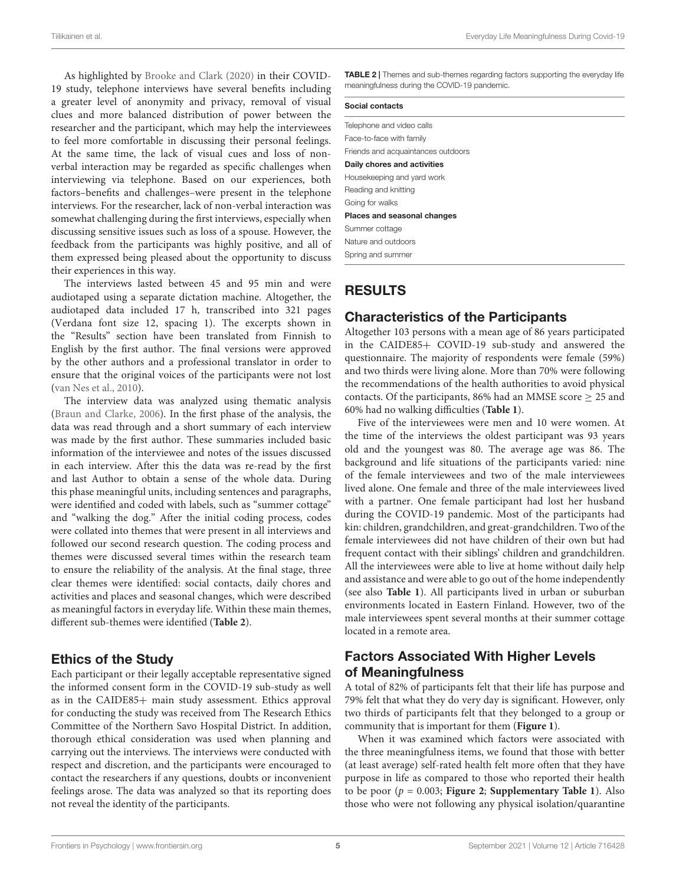As highlighted by Brooke and Clark (2020) in their COVID-19 study, telephone interviews have several benefits including a greater level of anonymity and privacy, removal of visual clues and more balanced distribution of power between the researcher and the participant, which may help the interviewees to feel more comfortable in discussing their personal feelings. At the same time, the lack of visual cues and loss of non-verbal interaction may be regarded as specific challenges when interviewing via telephone. Based on our experiences, both factors–benefits and challenges–were present in the telephone interviews. For the researcher, lack of non-verbal interaction was somewhat challenging during the first interviews, especially when discussing sensitive issues such as loss of a spouse. However, the feedback from the participants was highly positive, and all of them expressed being pleased about the opportunity to discuss their experiences in this way.

The interviews lasted between 45 and 95 min and were audiotaped using a separate dictation machine. Altogether, the audiotaped data included 17 h, transcribed into 321 pages (Verdana font size 12, spacing 1). The excerpts shown in the "Results" section have been translated from Finnish to English by the first author. The final versions were approved by the other authors and a professional translator in order to ensure that the original voices of the participants were not lost (van Nes et al., 2010).

The interview data was analyzed using thematic analysis (Braun and Clarke, 2006). In the first phase of the analysis, the data was read through and a short summary of each interview was made by the first author. These summaries included basic information of the interviewee and notes of the issues discussed in each interview. After this the data was re-read by the first and last Author to obtain a sense of the whole data. During this phase meaningful units, including sentences and paragraphs, were identified and coded with labels, such as "summer cottage" and "walking the dog." After the initial coding process, codes were collated into themes that were present in all interviews and followed our second research question. The coding process and themes were discussed several times within the research team to ensure the reliability of the analysis. At the final stage, three clear themes were identified: social contacts, daily chores and activities and places and seasonal changes, which were described as meaningful factors in everyday life. Within these main themes, different sub-themes were identified (**Table 2**).

## Ethics of the Study

Each participant or their legally acceptable representative signed the informed consent form in the COVID-19 sub-study as well as in the CAIDE85+ main study assessment. Ethics approval for conducting the study was received from The Research Ethics Committee of the Northern Savo Hospital District. In addition, thorough ethical consideration was used when planning and carrying out the interviews. The interviews were conducted with respect and discretion, and the participants were encouraged to contact the researchers if any questions, doubts or inconvenient feelings arose. The data was analyzed so that its reporting does not reveal the identity of the participants.

**TABLE 2 |** Themes and sub-themes regarding factors supporting the everyday life meaningfulness during the COVID-19 pandemic.

| **Social contacts** |
|---|
| Telephone and video calls |
| Face-to-face with family |
| Friends and acquaintances outdoors |
| **Daily chores and activities** |
| Housekeeping and yard work |
| Reading and knitting |
| Going for walks |
| **Places and seasonal changes** |
| Summer cottage |
| Nature and outdoors |
| Spring and summer |

# RESULTS

## Characteristics of the Participants

Altogether 103 persons with a mean age of 86 years participated in the CAIDE85+ COVID-19 sub-study and answered the questionnaire. The majority of respondents were female (59%) and two thirds were living alone. More than 70% were following the recommendations of the health authorities to avoid physical contacts. Of the participants, 86% had an MMSE score $\geq 25$ and 60% had no walking difficulties (**Table 1**).

Five of the interviewees were men and 10 were women. At the time of the interviews the oldest participant was 93 years old and the youngest was 80. The average age was 86. The background and life situations of the participants varied: nine of the female interviewees and two of the male interviewees lived alone. One female and three of the male interviewees lived with a partner. One female participant had lost her husband during the COVID-19 pandemic. Most of the participants had kin: children, grandchildren, and great-grandchildren. Two of the female interviewees did not have children of their own but had frequent contact with their siblings' children and grandchildren. All the interviewees were able to live at home without daily help and assistance and were able to go out of the home independently (see also **Table 1**). All participants lived in urban or suburban environments located in Eastern Finland. However, two of the male interviewees spent several months at their summer cottage located in a remote area.

## Factors Associated With Higher Levels of Meaningfulness

A total of 82% of participants felt that their life has purpose and 79% felt that what they do very day is significant. However, only two thirds of participants felt that they belonged to a group or community that is important for them (**Figure 1**).

When it was examined which factors were associated with the three meaningfulness items, we found that those with better (at least average) self-rated health felt more often that they have purpose in life as compared to those who reported their health to be poor ($p = 0.003$; **Figure 2**; **Supplementary Table 1**). Also those who were not following any physical isolation/quarantine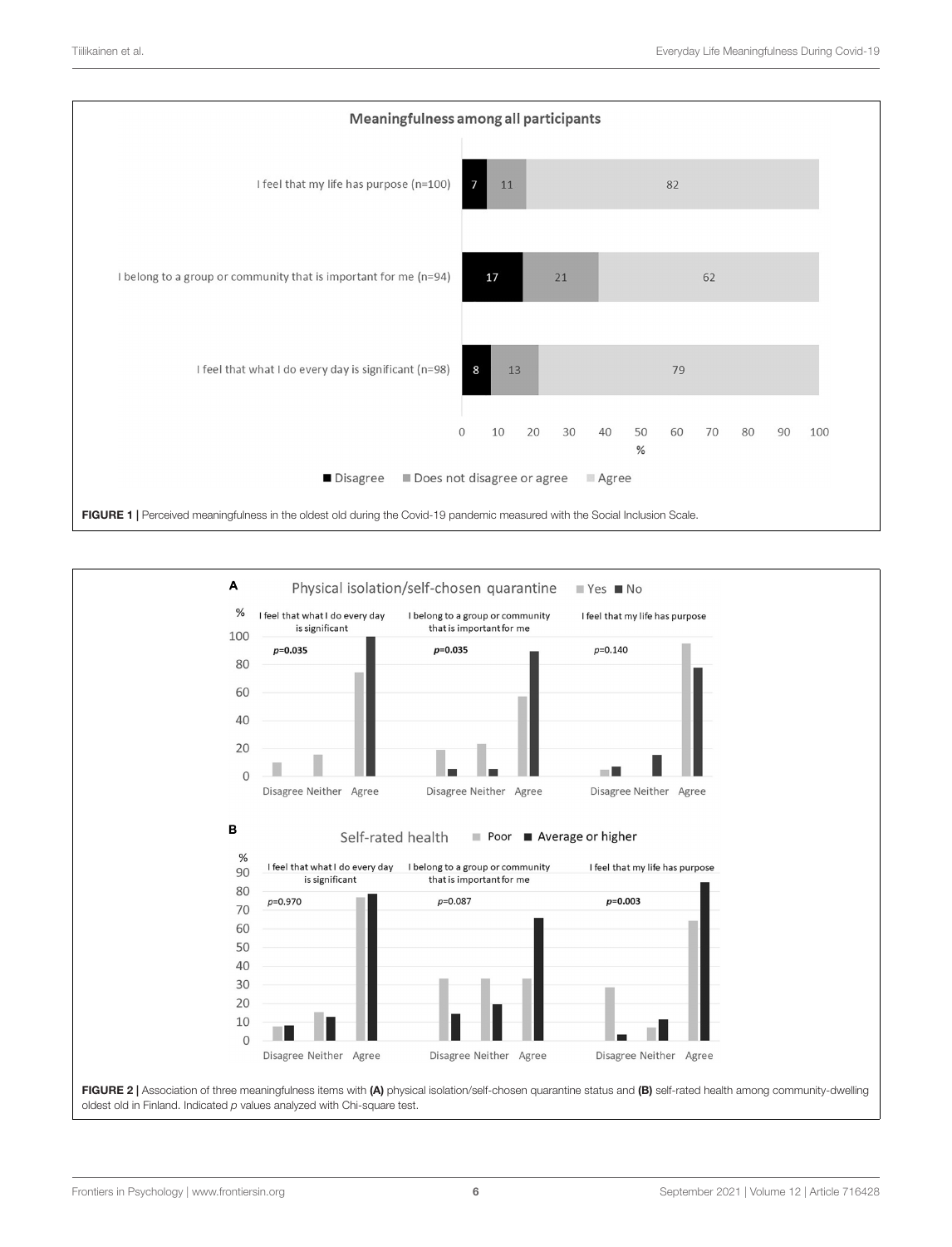FIGURE 1 | Perceived meaningfulness in the oldest old during the Covid-19 pandemic measured with the Social Inclusion Scale.

FIGURE 2 | Association of three meaningfulness items with **(A)** physical isolation/self-chosen quarantine status and **(B)** self-rated health among community-dwelling oldest old in Finland. Indicated *p* values analyzed with Chi-square test.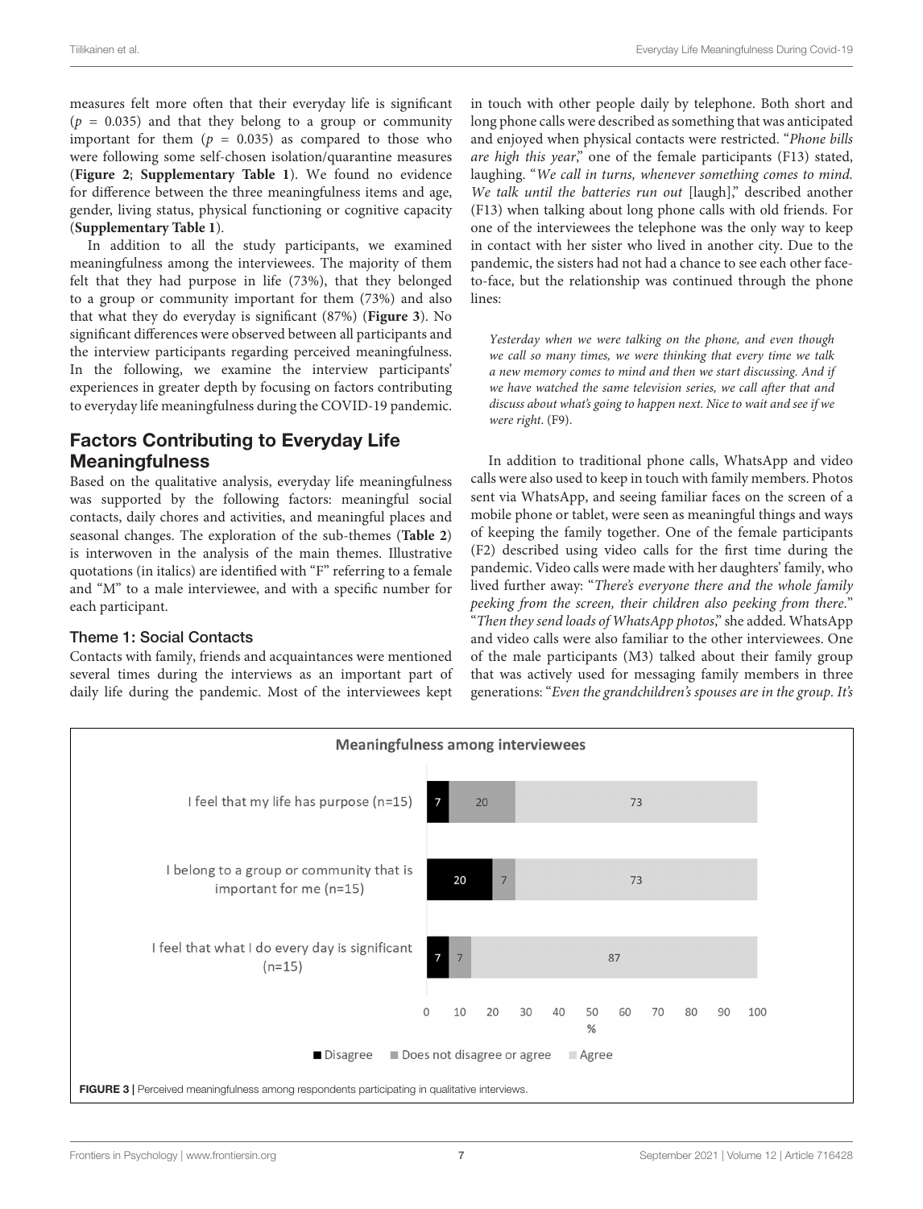measures felt more often that their everyday life is significant ($p$ = 0.035) and that they belong to a group or community important for them ($p$ = 0.035) as compared to those who were following some self-chosen isolation/quarantine measures (**Figure 2**; **Supplementary Table 1**). We found no evidence for difference between the three meaningfulness items and age, gender, living status, physical functioning or cognitive capacity (**Supplementary Table 1**).

In addition to all the study participants, we examined meaningfulness among the interviewees. The majority of them felt that they had purpose in life (73%), that they belonged to a group or community important for them (73%) and also that what they do everyday is significant (87%) (**Figure 3**). No significant differences were observed between all participants and the interview participants regarding perceived meaningfulness. In the following, we examine the interview participants' experiences in greater depth by focusing on factors contributing to everyday life meaningfulness during the COVID-19 pandemic.

## Factors Contributing to Everyday Life Meaningfulness

Based on the qualitative analysis, everyday life meaningfulness was supported by the following factors: meaningful social contacts, daily chores and activities, and meaningful places and seasonal changes. The exploration of the sub-themes (**Table 2**) is interwoven in the analysis of the main themes. Illustrative quotations (in italics) are identified with "F" referring to a female and "M" to a male interviewee, and with a specific number for each participant.

### Theme 1: Social Contacts

Contacts with family, friends and acquaintances were mentioned several times during the interviews as an important part of daily life during the pandemic. Most of the interviewees kept in touch with other people daily by telephone. Both short and long phone calls were described as something that was anticipated and enjoyed when physical contacts were restricted. "*Phone bills are high this year*," one of the female participants (F13) stated, laughing. "*We call in turns, whenever something comes to mind. We talk until the batteries run out* [laugh]," described another (F13) when talking about long phone calls with old friends. For one of the interviewees the telephone was the only way to keep in contact with her sister who lived in another city. Due to the pandemic, the sisters had not had a chance to see each other face-to-face, but the relationship was continued through the phone lines:

> *Yesterday when we were talking on the phone, and even though we call so many times, we were thinking that every time we talk a new memory comes to mind and then we start discussing. And if we have watched the same television series, we call after that and discuss about what's going to happen next. Nice to wait and see if we were right*. (F9).

In addition to traditional phone calls, WhatsApp and video calls were also used to keep in touch with family members. Photos sent via WhatsApp, and seeing familiar faces on the screen of a mobile phone or tablet, were seen as meaningful things and ways of keeping the family together. One of the female participants (F2) described using video calls for the first time during the pandemic. Video calls were made with her daughters' family, who lived further away: "*There's everyone there and the whole family peeking from the screen, their children also peeking from there*." "*Then they send loads of WhatsApp photos*," she added. WhatsApp and video calls were also familiar to the other interviewees. One of the male participants (M3) talked about their family group that was actively used for messaging family members in three generations: "*Even the grandchildren's spouses are in the group. It's*

**Meaningfulness among interviewees**

| | Disagree (%) | Does not disagree or agree (%) | Agree (%) |
|---|---|---|---|
| I feel that my life has purpose (n=15) | 7 | 20 | 73 |
| I belong to a group or community that is important for me (n=15) | 20 | 7 | 73 |
| I feel that what I do every day is significant (n=15) | 7 | 7 | 87 |

**FIGURE 3** | Perceived meaningfulness among respondents participating in qualitative interviews.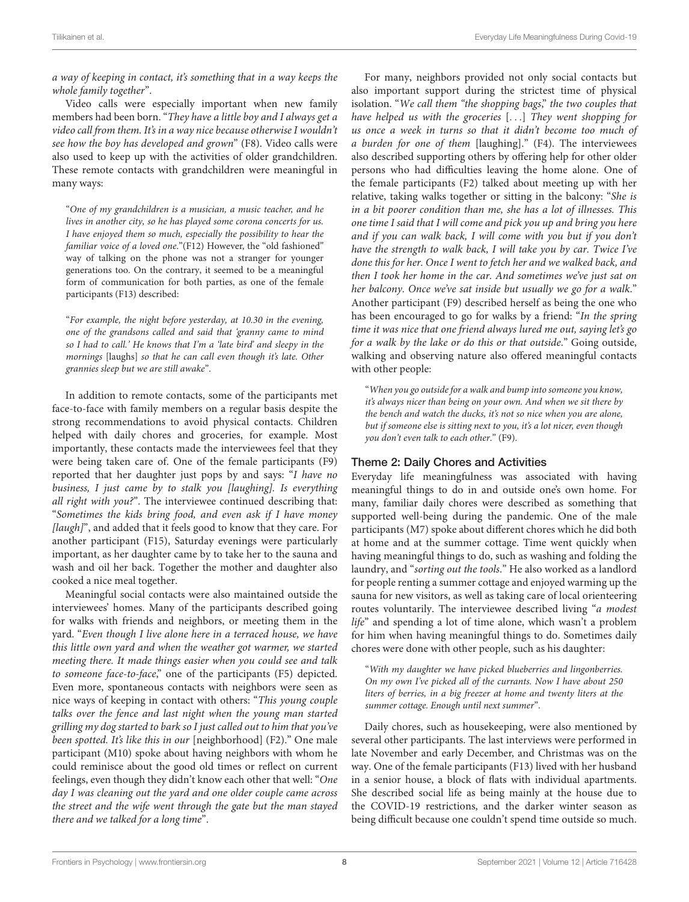*a way of keeping in contact, it's something that in a way keeps the whole family together*".

Video calls were especially important when new family members had been born. "*They have a little boy and I always get a video call from them. It's in a way nice because otherwise I wouldn't see how the boy has developed and grown*" (F8). Video calls were also used to keep up with the activities of older grandchildren. These remote contacts with grandchildren were meaningful in many ways:

"*One of my grandchildren is a musician, a music teacher, and he lives in another city, so he has played some corona concerts for us. I have enjoyed them so much, especially the possibility to hear the familiar voice of a loved one.*"(F12) However, the "old fashioned" way of talking on the phone was not a stranger for younger generations too. On the contrary, it seemed to be a meaningful form of communication for both parties, as one of the female participants (F13) described:

"*For example, the night before yesterday, at 10.30 in the evening, one of the grandsons called and said that 'granny came to mind so I had to call.' He knows that I'm a 'late bird' and sleepy in the mornings* [laughs] *so that he can call even though it's late. Other grannies sleep but we are still awake*".

In addition to remote contacts, some of the participants met face-to-face with family members on a regular basis despite the strong recommendations to avoid physical contacts. Children helped with daily chores and groceries, for example. Most importantly, these contacts made the interviewees feel that they were being taken care of. One of the female participants (F9) reported that her daughter just pops by and says: "*I have no business, I just came by to stalk you [laughing]. Is everything all right with you?*". The interviewee continued describing that: "*Sometimes the kids bring food, and even ask if I have money [laugh]*", and added that it feels good to know that they care. For another participant (F15), Saturday evenings were particularly important, as her daughter came by to take her to the sauna and wash and oil her back. Together the mother and daughter also cooked a nice meal together.

Meaningful social contacts were also maintained outside the interviewees' homes. Many of the participants described going for walks with friends and neighbors, or meeting them in the yard. "*Even though I live alone here in a terraced house, we have this little own yard and when the weather got warmer, we started meeting there. It made things easier when you could see and talk to someone face-to-face,*" one of the participants (F5) depicted. Even more, spontaneous contacts with neighbors were seen as nice ways of keeping in contact with others: "*This young couple talks over the fence and last night when the young man started grilling my dog started to bark so I just called out to him that you've been spotted. It's like this in our* [neighborhood] (F2)." One male participant (M10) spoke about having neighbors with whom he could reminisce about the good old times or reflect on current feelings, even though they didn't know each other that well: "*One day I was cleaning out the yard and one older couple came across the street and the wife went through the gate but the man stayed there and we talked for a long time*".

For many, neighbors provided not only social contacts but also important support during the strictest time of physical isolation. "*We call them "the shopping bags," the two couples that have helped us with the groceries* [...] *They went shopping for us once a week in turns so that it didn't become too much of a burden for one of them* [laughing]." (F4). The interviewees also described supporting others by offering help for other older persons who had difficulties leaving the home alone. One of the female participants (F2) talked about meeting up with her relative, taking walks together or sitting in the balcony: "*She is in a bit poorer condition than me, she has a lot of illnesses. This one time I said that I will come and pick you up and bring you here and if you can walk back, I will come with you but if you don't have the strength to walk back, I will take you by car. Twice I've done this for her. Once I went to fetch her and we walked back, and then I took her home in the car. And sometimes we've just sat on her balcony. Once we've sat inside but usually we go for a walk.*" Another participant (F9) described herself as being the one who has been encouraged to go for walks by a friend: "*In the spring time it was nice that one friend always lured me out, saying let's go for a walk by the lake or do this or that outside.*" Going outside, walking and observing nature also offered meaningful contacts with other people:

"*When you go outside for a walk and bump into someone you know, it's always nicer than being on your own. And when we sit there by the bench and watch the ducks, it's not so nice when you are alone, but if someone else is sitting next to you, it's a lot nicer, even though you don't even talk to each other.*" (F9).

### Theme 2: Daily Chores and Activities

Everyday life meaningfulness was associated with having meaningful things to do in and outside one's own home. For many, familiar daily chores were described as something that supported well-being during the pandemic. One of the male participants (M7) spoke about different chores which he did both at home and at the summer cottage. Time went quickly when having meaningful things to do, such as washing and folding the laundry, and "*sorting out the tools*." He also worked as a landlord for people renting a summer cottage and enjoyed warming up the sauna for new visitors, as well as taking care of local orienteering routes voluntarily. The interviewee described living "*a modest life*" and spending a lot of time alone, which wasn't a problem for him when having meaningful things to do. Sometimes daily chores were done with other people, such as his daughter:

"*With my daughter we have picked blueberries and lingonberries. On my own I've picked all of the currants. Now I have about 250 liters of berries, in a big freezer at home and twenty liters at the summer cottage. Enough until next summer*".

Daily chores, such as housekeeping, were also mentioned by several other participants. The last interviews were performed in late November and early December, and Christmas was on the way. One of the female participants (F13) lived with her husband in a senior house, a block of flats with individual apartments. She described social life as being mainly at the house due to the COVID-19 restrictions, and the darker winter season as being difficult because one couldn't spend time outside so much.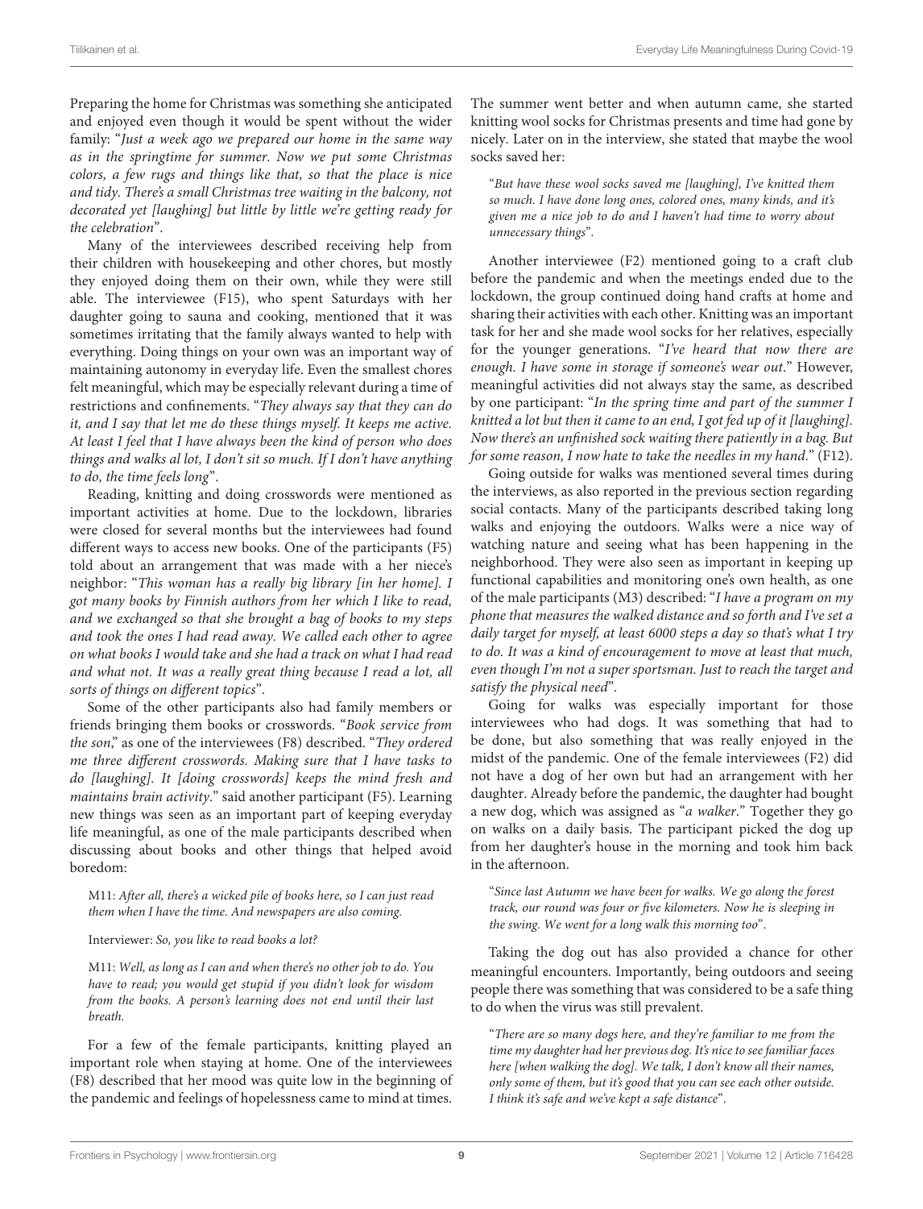Preparing the home for Christmas was something she anticipated and enjoyed even though it would be spent without the wider family: "*Just a week ago we prepared our home in the same way as in the springtime for summer. Now we put some Christmas colors, a few rugs and things like that, so that the place is nice and tidy. There's a small Christmas tree waiting in the balcony, not decorated yet [laughing] but little by little we're getting ready for the celebration*".

Many of the interviewees described receiving help from their children with housekeeping and other chores, but mostly they enjoyed doing them on their own, while they were still able. The interviewee (F15), who spent Saturdays with her daughter going to sauna and cooking, mentioned that it was sometimes irritating that the family always wanted to help with everything. Doing things on your own was an important way of maintaining autonomy in everyday life. Even the smallest chores felt meaningful, which may be especially relevant during a time of restrictions and confinements. "*They always say that they can do it, and I say that let me do these things myself. It keeps me active. At least I feel that I have always been the kind of person who does things and walks al lot, I don't sit so much. If I don't have anything to do, the time feels long*".

Reading, knitting and doing crosswords were mentioned as important activities at home. Due to the lockdown, libraries were closed for several months but the interviewees had found different ways to access new books. One of the participants (F5) told about an arrangement that was made with a her niece's neighbor: "*This woman has a really big library [in her home]. I got many books by Finnish authors from her which I like to read, and we exchanged so that she brought a bag of books to my steps and took the ones I had read away. We called each other to agree on what books I would take and she had a track on what I had read and what not. It was a really great thing because I read a lot, all sorts of things on different topics*".

Some of the other participants also had family members or friends bringing them books or crosswords. "*Book service from the son*," as one of the interviewees (F8) described. "*They ordered me three different crosswords. Making sure that I have tasks to do [laughing]. It [doing crosswords] keeps the mind fresh and maintains brain activity*." said another participant (F5). Learning new things was seen as an important part of keeping everyday life meaningful, as one of the male participants described when discussing about books and other things that helped avoid boredom:

> M11: *After all, there's a wicked pile of books here, so I can just read them when I have the time. And newspapers are also coming.*
>
> Interviewer: *So, you like to read books a lot?*
>
> M11: *Well, as long as I can and when there's no other job to do. You have to read; you would get stupid if you didn't look for wisdom from the books. A person's learning does not end until their last breath.*

For a few of the female participants, knitting played an important role when staying at home. One of the interviewees (F8) described that her mood was quite low in the beginning of the pandemic and feelings of hopelessness came to mind at times. The summer went better and when autumn came, she started knitting wool socks for Christmas presents and time had gone by nicely. Later on in the interview, she stated that maybe the wool socks saved her:

> "*But have these wool socks saved me [laughing], I've knitted them so much. I have done long ones, colored ones, many kinds, and it's given me a nice job to do and I haven't had time to worry about unnecessary things*".

Another interviewee (F2) mentioned going to a craft club before the pandemic and when the meetings ended due to the lockdown, the group continued doing hand crafts at home and sharing their activities with each other. Knitting was an important task for her and she made wool socks for her relatives, especially for the younger generations. "*I've heard that now there are enough. I have some in storage if someone's wear out*." However, meaningful activities did not always stay the same, as described by one participant: "*In the spring time and part of the summer I knitted a lot but then it came to an end, I got fed up of it [laughing]. Now there's an unfinished sock waiting there patiently in a bag. But for some reason, I now hate to take the needles in my hand*." (F12).

Going outside for walks was mentioned several times during the interviews, as also reported in the previous section regarding social contacts. Many of the participants described taking long walks and enjoying the outdoors. Walks were a nice way of watching nature and seeing what has been happening in the neighborhood. They were also seen as important in keeping up functional capabilities and monitoring one's own health, as one of the male participants (M3) described: "*I have a program on my phone that measures the walked distance and so forth and I've set a daily target for myself, at least 6000 steps a day so that's what I try to do. It was a kind of encouragement to move at least that much, even though I'm not a super sportsman. Just to reach the target and satisfy the physical need*".

Going for walks was especially important for those interviewees who had dogs. It was something that had to be done, but also something that was really enjoyed in the midst of the pandemic. One of the female interviewees (F2) did not have a dog of her own but had an arrangement with her daughter. Already before the pandemic, the daughter had bought a new dog, which was assigned as "*a walker*." Together they go on walks on a daily basis. The participant picked the dog up from her daughter's house in the morning and took him back in the afternoon.

> "*Since last Autumn we have been for walks. We go along the forest track, our round was four or five kilometers. Now he is sleeping in the swing. We went for a long walk this morning too*".

Taking the dog out has also provided a chance for other meaningful encounters. Importantly, being outdoors and seeing people there was something that was considered to be a safe thing to do when the virus was still prevalent.

> "*There are so many dogs here, and they're familiar to me from the time my daughter had her previous dog. It's nice to see familiar faces here [when walking the dog]. We talk, I don't know all their names, only some of them, but it's good that you can see each other outside. I think it's safe and we've kept a safe distance*".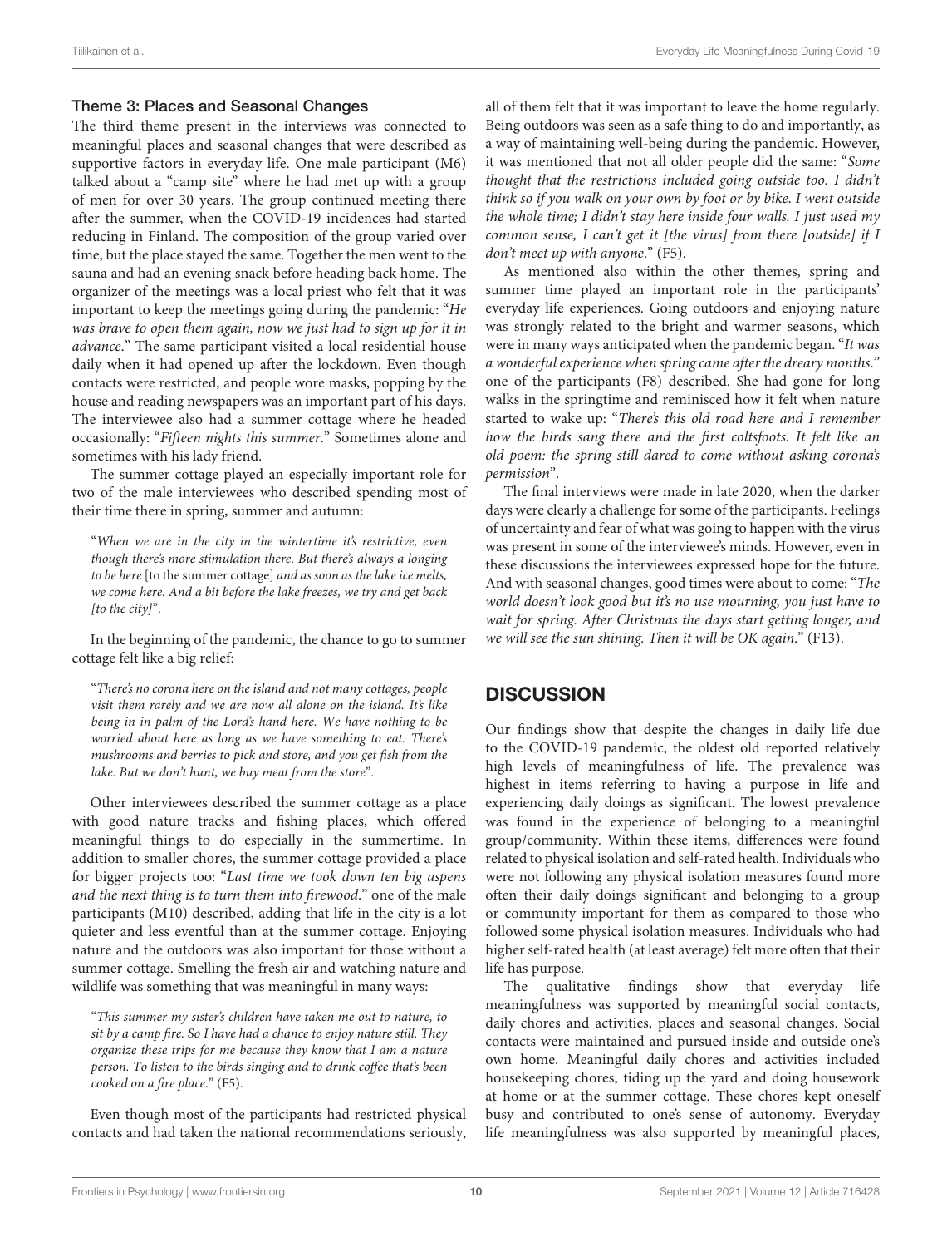### Theme 3: Places and Seasonal Changes

The third theme present in the interviews was connected to meaningful places and seasonal changes that were described as supportive factors in everyday life. One male participant (M6) talked about a "camp site" where he had met up with a group of men for over 30 years. The group continued meeting there after the summer, when the COVID-19 incidences had started reducing in Finland. The composition of the group varied over time, but the place stayed the same. Together the men went to the sauna and had an evening snack before heading back home. The organizer of the meetings was a local priest who felt that it was important to keep the meetings going during the pandemic: "*He was brave to open them again, now we just had to sign up for it in advance*." The same participant visited a local residential house daily when it had opened up after the lockdown. Even though contacts were restricted, and people wore masks, popping by the house and reading newspapers was an important part of his days. The interviewee also had a summer cottage where he headed occasionally: "*Fifteen nights this summer*." Sometimes alone and sometimes with his lady friend.

The summer cottage played an especially important role for two of the male interviewees who described spending most of their time there in spring, summer and autumn:

> "*When we are in the city in the wintertime it's restrictive, even though there's more stimulation there. But there's always a longing to be here* [to the summer cottage] *and as soon as the lake ice melts, we come here. And a bit before the lake freezes, we try and get back [to the city]*".

In the beginning of the pandemic, the chance to go to summer cottage felt like a big relief:

> "*There's no corona here on the island and not many cottages, people visit them rarely and we are now all alone on the island. It's like being in in palm of the Lord's hand here. We have nothing to be worried about here as long as we have something to eat. There's mushrooms and berries to pick and store, and you get fish from the lake. But we don't hunt, we buy meat from the store*".

Other interviewees described the summer cottage as a place with good nature tracks and fishing places, which offered meaningful things to do especially in the summertime. In addition to smaller chores, the summer cottage provided a place for bigger projects too: "*Last time we took down ten big aspens and the next thing is to turn them into firewood*." one of the male participants (M10) described, adding that life in the city is a lot quieter and less eventful than at the summer cottage. Enjoying nature and the outdoors was also important for those without a summer cottage. Smelling the fresh air and watching nature and wildlife was something that was meaningful in many ways:

> "*This summer my sister's children have taken me out to nature, to sit by a camp fire. So I have had a chance to enjoy nature still. They organize these trips for me because they know that I am a nature person. To listen to the birds singing and to drink coffee that's been cooked on a fire place*." (F5).

Even though most of the participants had restricted physical contacts and had taken the national recommendations seriously, all of them felt that it was important to leave the home regularly. Being outdoors was seen as a safe thing to do and importantly, as a way of maintaining well-being during the pandemic. However, it was mentioned that not all older people did the same: "*Some thought that the restrictions included going outside too. I didn't think so if you walk on your own by foot or by bike. I went outside the whole time; I didn't stay here inside four walls. I just used my common sense, I can't get it [the virus] from there [outside] if I don't meet up with anyone*." (F5).

As mentioned also within the other themes, spring and summer time played an important role in the participants' everyday life experiences. Going outdoors and enjoying nature was strongly related to the bright and warmer seasons, which were in many ways anticipated when the pandemic began. "*It was a wonderful experience when spring came after the dreary months*." one of the participants (F8) described. She had gone for long walks in the springtime and reminisced how it felt when nature started to wake up: "*There's this old road here and I remember how the birds sang there and the first coltsfoots. It felt like an old poem: the spring still dared to come without asking corona's permission*".

The final interviews were made in late 2020, when the darker days were clearly a challenge for some of the participants. Feelings of uncertainty and fear of what was going to happen with the virus was present in some of the interviewee's minds. However, even in these discussions the interviewees expressed hope for the future. And with seasonal changes, good times were about to come: "*The world doesn't look good but it's no use mourning, you just have to wait for spring. After Christmas the days start getting longer, and we will see the sun shining. Then it will be OK again*." (F13).

## DISCUSSION

Our findings show that despite the changes in daily life due to the COVID-19 pandemic, the oldest old reported relatively high levels of meaningfulness of life. The prevalence was highest in items referring to having a purpose in life and experiencing daily doings as significant. The lowest prevalence was found in the experience of belonging to a meaningful group/community. Within these items, differences were found related to physical isolation and self-rated health. Individuals who were not following any physical isolation measures found more often their daily doings significant and belonging to a group or community important for them as compared to those who followed some physical isolation measures. Individuals who had higher self-rated health (at least average) felt more often that their life has purpose.

The qualitative findings show that everyday life meaningfulness was supported by meaningful social contacts, daily chores and activities, places and seasonal changes. Social contacts were maintained and pursued inside and outside one's own home. Meaningful daily chores and activities included housekeeping chores, tiding up the yard and doing housework at home or at the summer cottage. These chores kept oneself busy and contributed to one's sense of autonomy. Everyday life meaningfulness was also supported by meaningful places,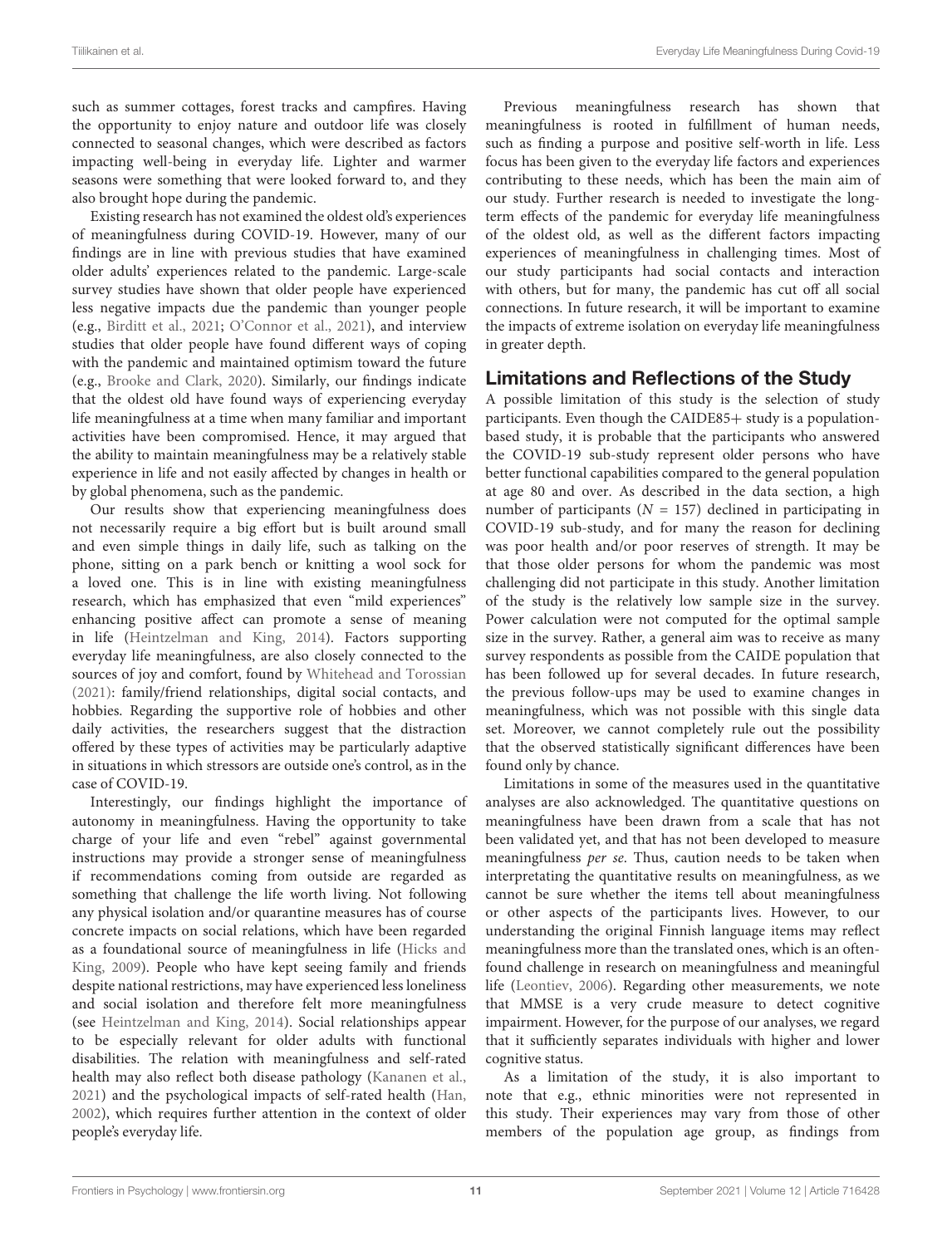such as summer cottages, forest tracks and campfires. Having the opportunity to enjoy nature and outdoor life was closely connected to seasonal changes, which were described as factors impacting well-being in everyday life. Lighter and warmer seasons were something that were looked forward to, and they also brought hope during the pandemic.

Existing research has not examined the oldest old's experiences of meaningfulness during COVID-19. However, many of our findings are in line with previous studies that have examined older adults' experiences related to the pandemic. Large-scale survey studies have shown that older people have experienced less negative impacts due the pandemic than younger people (e.g., Birditt et al., 2021; O'Connor et al., 2021), and interview studies that older people have found different ways of coping with the pandemic and maintained optimism toward the future (e.g., Brooke and Clark, 2020). Similarly, our findings indicate that the oldest old have found ways of experiencing everyday life meaningfulness at a time when many familiar and important activities have been compromised. Hence, it may argued that the ability to maintain meaningfulness may be a relatively stable experience in life and not easily affected by changes in health or by global phenomena, such as the pandemic.

Our results show that experiencing meaningfulness does not necessarily require a big effort but is built around small and even simple things in daily life, such as talking on the phone, sitting on a park bench or knitting a wool sock for a loved one. This is in line with existing meaningfulness research, which has emphasized that even "mild experiences" enhancing positive affect can promote a sense of meaning in life (Heintzelman and King, 2014). Factors supporting everyday life meaningfulness, are also closely connected to the sources of joy and comfort, found by Whitehead and Torossian (2021): family/friend relationships, digital social contacts, and hobbies. Regarding the supportive role of hobbies and other daily activities, the researchers suggest that the distraction offered by these types of activities may be particularly adaptive in situations in which stressors are outside one's control, as in the case of COVID-19.

Interestingly, our findings highlight the importance of autonomy in meaningfulness. Having the opportunity to take charge of your life and even "rebel" against governmental instructions may provide a stronger sense of meaningfulness if recommendations coming from outside are regarded as something that challenge the life worth living. Not following any physical isolation and/or quarantine measures has of course concrete impacts on social relations, which have been regarded as a foundational source of meaningfulness in life (Hicks and King, 2009). People who have kept seeing family and friends despite national restrictions, may have experienced less loneliness and social isolation and therefore felt more meaningfulness (see Heintzelman and King, 2014). Social relationships appear to be especially relevant for older adults with functional disabilities. The relation with meaningfulness and self-rated health may also reflect both disease pathology (Kananen et al., 2021) and the psychological impacts of self-rated health (Han, 2002), which requires further attention in the context of older people's everyday life.

Previous meaningfulness research has shown that meaningfulness is rooted in fulfillment of human needs, such as finding a purpose and positive self-worth in life. Less focus has been given to the everyday life factors and experiences contributing to these needs, which has been the main aim of our study. Further research is needed to investigate the long-term effects of the pandemic for everyday life meaningfulness of the oldest old, as well as the different factors impacting experiences of meaningfulness in challenging times. Most of our study participants had social contacts and interaction with others, but for many, the pandemic has cut off all social connections. In future research, it will be important to examine the impacts of extreme isolation on everyday life meaningfulness in greater depth.

## Limitations and Reflections of the Study

A possible limitation of this study is the selection of study participants. Even though the CAIDE85+ study is a population-based study, it is probable that the participants who answered the COVID-19 sub-study represent older persons who have better functional capabilities compared to the general population at age 80 and over. As described in the data section, a high number of participants ($N = 157$) declined in participating in COVID-19 sub-study, and for many the reason for declining was poor health and/or poor reserves of strength. It may be that those older persons for whom the pandemic was most challenging did not participate in this study. Another limitation of the study is the relatively low sample size in the survey. Power calculation were not computed for the optimal sample size in the survey. Rather, a general aim was to receive as many survey respondents as possible from the CAIDE population that has been followed up for several decades. In future research, the previous follow-ups may be used to examine changes in meaningfulness, which was not possible with this single data set. Moreover, we cannot completely rule out the possibility that the observed statistically significant differences have been found only by chance.

Limitations in some of the measures used in the quantitative analyses are also acknowledged. The quantitative questions on meaningfulness have been drawn from a scale that has not been validated yet, and that has not been developed to measure meaningfulness *per se*. Thus, caution needs to be taken when interpretating the quantitative results on meaningfulness, as we cannot be sure whether the items tell about meaningfulness or other aspects of the participants lives. However, to our understanding the original Finnish language items may reflect meaningfulness more than the translated ones, which is an often-found challenge in research on meaningfulness and meaningful life (Leontiev, 2006). Regarding other measurements, we note that MMSE is a very crude measure to detect cognitive impairment. However, for the purpose of our analyses, we regard that it sufficiently separates individuals with higher and lower cognitive status.

As a limitation of the study, it is also important to note that e.g., ethnic minorities were not represented in this study. Their experiences may vary from those of other members of the population age group, as findings from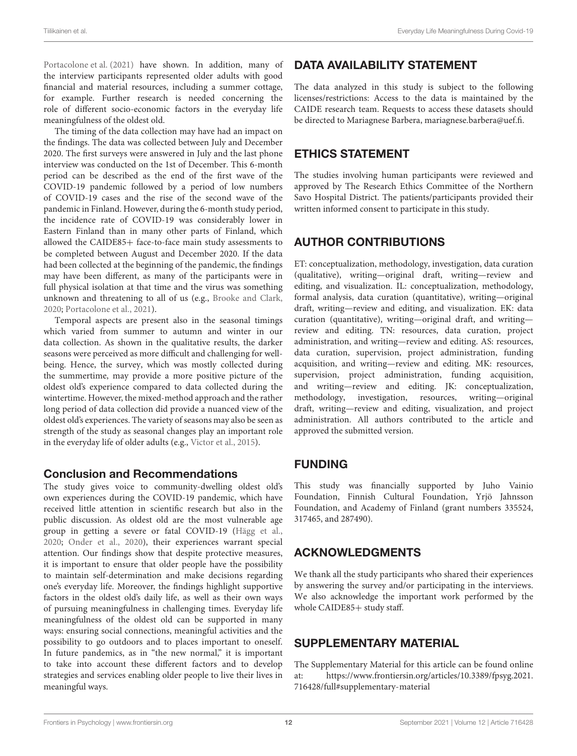Portacolone et al. (2021) have shown. In addition, many of the interview participants represented older adults with good financial and material resources, including a summer cottage, for example. Further research is needed concerning the role of different socio-economic factors in the everyday life meaningfulness of the oldest old.

The timing of the data collection may have had an impact on the findings. The data was collected between July and December 2020. The first surveys were answered in July and the last phone interview was conducted on the 1st of December. This 6-month period can be described as the end of the first wave of the COVID-19 pandemic followed by a period of low numbers of COVID-19 cases and the rise of the second wave of the pandemic in Finland. However, during the 6-month study period, the incidence rate of COVID-19 was considerably lower in Eastern Finland than in many other parts of Finland, which allowed the CAIDE85+ face-to-face main study assessments to be completed between August and December 2020. If the data had been collected at the beginning of the pandemic, the findings may have been different, as many of the participants were in full physical isolation at that time and the virus was something unknown and threatening to all of us (e.g., Brooke and Clark, 2020; Portacolone et al., 2021).

Temporal aspects are present also in the seasonal timings which varied from summer to autumn and winter in our data collection. As shown in the qualitative results, the darker seasons were perceived as more difficult and challenging for well-being. Hence, the survey, which was mostly collected during the summertime, may provide a more positive picture of the oldest old's experience compared to data collected during the wintertime. However, the mixed-method approach and the rather long period of data collection did provide a nuanced view of the oldest old's experiences. The variety of seasons may also be seen as strength of the study as seasonal changes play an important role in the everyday life of older adults (e.g., Victor et al., 2015).

### Conclusion and Recommendations

The study gives voice to community-dwelling oldest old's own experiences during the COVID-19 pandemic, which have received little attention in scientific research but also in the public discussion. As oldest old are the most vulnerable age group in getting a severe or fatal COVID-19 (Hägg et al., 2020; Onder et al., 2020), their experiences warrant special attention. Our findings show that despite protective measures, it is important to ensure that older people have the possibility to maintain self-determination and make decisions regarding one's everyday life. Moreover, the findings highlight supportive factors in the oldest old's daily life, as well as their own ways of pursuing meaningfulness in challenging times. Everyday life meaningfulness of the oldest old can be supported in many ways: ensuring social connections, meaningful activities and the possibility to go outdoors and to places important to oneself. In future pandemics, as in "the new normal," it is important to take into account these different factors and to develop strategies and services enabling older people to live their lives in meaningful ways.

## DATA AVAILABILITY STATEMENT

The data analyzed in this study is subject to the following licenses/restrictions: Access to the data is maintained by the CAIDE research team. Requests to access these datasets should be directed to Mariagnese Barbera, mariagnese.barbera@uef.fi.

## ETHICS STATEMENT

The studies involving human participants were reviewed and approved by The Research Ethics Committee of the Northern Savo Hospital District. The patients/participants provided their written informed consent to participate in this study.

## AUTHOR CONTRIBUTIONS

ET: conceptualization, methodology, investigation, data curation (qualitative), writing—original draft, writing—review and editing, and visualization. IL: conceptualization, methodology, formal analysis, data curation (quantitative), writing—original draft, writing—review and editing, and visualization. EK: data curation (quantitative), writing—original draft, and writing—review and editing. TN: resources, data curation, project administration, and writing—review and editing. AS: resources, data curation, supervision, project administration, funding acquisition, and writing—review and editing. MK: resources, supervision, project administration, funding acquisition, and writing—review and editing. JK: conceptualization, methodology, investigation, resources, writing—original draft, writing—review and editing, visualization, and project administration. All authors contributed to the article and approved the submitted version.

## FUNDING

This study was financially supported by Juho Vainio Foundation, Finnish Cultural Foundation, Yrjö Jahnsson Foundation, and Academy of Finland (grant numbers 335524, 317465, and 287490).

## ACKNOWLEDGMENTS

We thank all the study participants who shared their experiences by answering the survey and/or participating in the interviews. We also acknowledge the important work performed by the whole CAIDE85+ study staff.

## SUPPLEMENTARY MATERIAL

The Supplementary Material for this article can be found online at: https://www.frontiersin.org/articles/10.3389/fpsyg.2021.716428/full#supplementary-material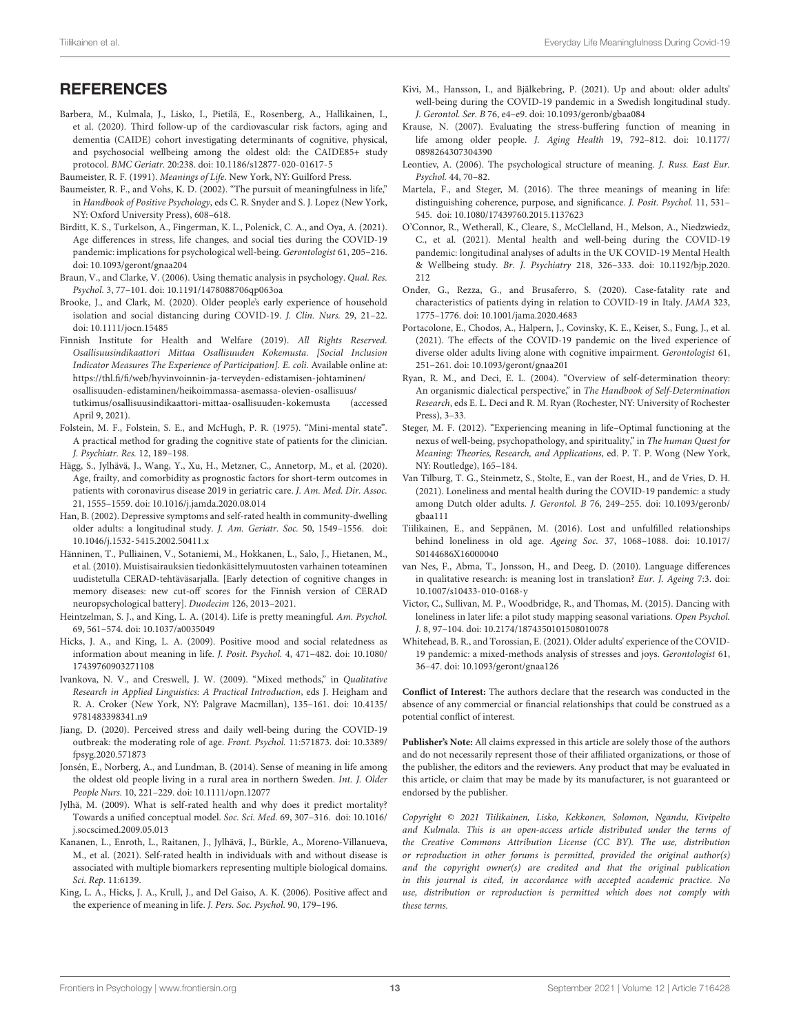## REFERENCES

Barbera, M., Kulmala, J., Lisko, I., Pietilä, E., Rosenberg, A., Hallikainen, I., et al. (2020). Third follow-up of the cardiovascular risk factors, aging and dementia (CAIDE) cohort investigating determinants of cognitive, physical, and psychosocial wellbeing among the oldest old: the CAIDE85+ study protocol. *BMC Geriatr.* 20:238. doi: 10.1186/s12877-020-01617-5

Baumeister, R. F. (1991). *Meanings of Life*. New York, NY: Guilford Press.

Baumeister, R. F., and Vohs, K. D. (2002). "The pursuit of meaningfulness in life," in *Handbook of Positive Psychology*, eds C. R. Snyder and S. J. Lopez (New York, NY: Oxford University Press), 608–618.

Birditt, K. S., Turkelson, A., Fingerman, K. L., Polenick, C. A., and Oya, A. (2021). Age differences in stress, life changes, and social ties during the COVID-19 pandemic: implications for psychological well-being. *Gerontologist* 61, 205–216. doi: 10.1093/geront/gnaa204

Braun, V., and Clarke, V. (2006). Using thematic analysis in psychology. *Qual. Res. Psychol.* 3, 77–101. doi: 10.1191/1478088706qp063oa

Brooke, J., and Clark, M. (2020). Older people's early experience of household isolation and social distancing during COVID-19. *J. Clin. Nurs.* 29, 21–22. doi: 10.1111/jocn.15485

Finnish Institute for Health and Welfare (2019). *All Rights Reserved. Osallisuusindikaattori Mittaa Osallisuuden Kokemusta. [Social Inclusion Indicator Measures The Experience of Participation]. E. coli*. Available online at: https://thl.fi/fi/web/hyvinvoinnin-ja-terveyden-edistamisen-johtaminen/osallisuuden-edistaminen/heikoimmassa-asemassa-olevien-osallisuus/tutkimus/osallisuusindikaattori-mittaa-osallisuuden-kokemusta (accessed April 9, 2021).

Folstein, M. F., Folstein, S. E., and McHugh, P. R. (1975). "Mini-mental state". A practical method for grading the cognitive state of patients for the clinician. *J. Psychiatr. Res.* 12, 189–198.

Hägg, S., Jylhävä, J., Wang, Y., Xu, H., Metzner, C., Annetorp, M., et al. (2020). Age, frailty, and comorbidity as prognostic factors for short-term outcomes in patients with coronavirus disease 2019 in geriatric care. *J. Am. Med. Dir. Assoc.* 21, 1555–1559. doi: 10.1016/j.jamda.2020.08.014

Han, B. (2002). Depressive symptoms and self-rated health in community-dwelling older adults: a longitudinal study. *J. Am. Geriatr. Soc.* 50, 1549–1556. doi: 10.1046/j.1532-5415.2002.50411.x

Hänninen, T., Pulliainen, V., Sotaniemi, M., Hokkanen, L., Salo, J., Hietanen, M., et al. (2010). Muistisairauksien tiedonkäsittelymuutosten varhainen toteaminen uudistetulla CERAD-tehtäväsarjalla. [Early detection of cognitive changes in memory diseases: new cut-off scores for the Finnish version of CERAD neuropsychological battery]. *Duodecim* 126, 2013–2021.

Heintzelman, S. J., and King, L. A. (2014). Life is pretty meaningful. *Am. Psychol.* 69, 561–574. doi: 10.1037/a0035049

Hicks, J. A., and King, L. A. (2009). Positive mood and social relatedness as information about meaning in life. *J. Posit. Psychol.* 4, 471–482. doi: 10.1080/17439760903271108

Ivankova, N. V., and Creswell, J. W. (2009). "Mixed methods," in *Qualitative Research in Applied Linguistics: A Practical Introduction*, eds J. Heigham and R. A. Croker (New York, NY: Palgrave Macmillan), 135–161. doi: 10.4135/9781483398341.n9

Jiang, D. (2020). Perceived stress and daily well-being during the COVID-19 outbreak: the moderating role of age. *Front. Psychol.* 11:571873. doi: 10.3389/fpsyg.2020.571873

Jonsén, E., Norberg, A., and Lundman, B. (2014). Sense of meaning in life among the oldest old people living in a rural area in northern Sweden. *Int. J. Older People Nurs.* 10, 221–229. doi: 10.1111/opn.12077

Jylhä, M. (2009). What is self-rated health and why does it predict mortality? Towards a unified conceptual model. *Soc. Sci. Med.* 69, 307–316. doi: 10.1016/j.socscimed.2009.05.013

Kananen, L., Enroth, L., Raitanen, J., Jylhävä, J., Bürkle, A., Moreno-Villanueva, M., et al. (2021). Self-rated health in individuals with and without disease is associated with multiple biomarkers representing multiple biological domains. *Sci. Rep.* 11:6139.

King, L. A., Hicks, J. A., Krull, J., and Del Gaiso, A. K. (2006). Positive affect and the experience of meaning in life. *J. Pers. Soc. Psychol.* 90, 179–196.

Kivi, M., Hansson, I., and Bjälkebring, P. (2021). Up and about: older adults' well-being during the COVID-19 pandemic in a Swedish longitudinal study. *J. Gerontol. Ser. B* 76, e4–e9. doi: 10.1093/geronb/gbaa084

Krause, N. (2007). Evaluating the stress-buffering function of meaning in life among older people. *J. Aging Health* 19, 792–812. doi: 10.1177/0898264307304390

Leontiev, A. (2006). The psychological structure of meaning. *J. Russ. East Eur. Psychol.* 44, 70–82.

Martela, F., and Steger, M. (2016). The three meanings of meaning in life: distinguishing coherence, purpose, and significance. *J. Posit. Psychol.* 11, 531–545. doi: 10.1080/17439760.2015.1137623

O'Connor, R., Wetherall, K., Cleare, S., McClelland, H., Melson, A., Niedzwiedz, C., et al. (2021). Mental health and well-being during the COVID-19 pandemic: longitudinal analyses of adults in the UK COVID-19 Mental Health & Wellbeing study. *Br. J. Psychiatry* 218, 326–333. doi: 10.1192/bjp.2020.212

Onder, G., Rezza, G., and Brusaferro, S. (2020). Case-fatality rate and characteristics of patients dying in relation to COVID-19 in Italy. *JAMA* 323, 1775–1776. doi: 10.1001/jama.2020.4683

Portacolone, E., Chodos, A., Halpern, J., Covinsky, K. E., Keiser, S., Fung, J., et al. (2021). The effects of the COVID-19 pandemic on the lived experience of diverse older adults living alone with cognitive impairment. *Gerontologist* 61, 251–261. doi: 10.1093/geront/gnaa201

Ryan, R. M., and Deci, E. L. (2004). "Overview of self-determination theory: An organismic dialectical perspective," in *The Handbook of Self-Determination Research*, eds E. L. Deci and R. M. Ryan (Rochester, NY: University of Rochester Press), 3–33.

Steger, M. F. (2012). "Experiencing meaning in life–Optimal functioning at the nexus of well-being, psychopathology, and spirituality," in *The human Quest for Meaning: Theories, Research, and Applications*, ed. P. T. P. Wong (New York, NY: Routledge), 165–184.

Van Tilburg, T. G., Steinmetz, S., Stolte, E., van der Roest, H., and de Vries, D. H. (2021). Loneliness and mental health during the COVID-19 pandemic: a study among Dutch older adults. *J. Gerontol. B* 76, 249–255. doi: 10.1093/geronb/gbaa111

Tiilikainen, E., and Seppänen, M. (2016). Lost and unfulfilled relationships behind loneliness in old age. *Ageing Soc.* 37, 1068–1088. doi: 10.1017/S0144686X16000040

van Nes, F., Abma, T., Jonsson, H., and Deeg, D. (2010). Language differences in qualitative research: is meaning lost in translation? *Eur. J. Ageing* 7:3. doi: 10.1007/s10433-010-0168-y

Victor, C., Sullivan, M. P., Woodbridge, R., and Thomas, M. (2015). Dancing with loneliness in later life: a pilot study mapping seasonal variations. *Open Psychol. J.* 8, 97–104. doi: 10.2174/1874350101508010078

Whitehead, B. R., and Torossian, E. (2021). Older adults' experience of the COVID-19 pandemic: a mixed-methods analysis of stresses and joys. *Gerontologist* 61, 36–47. doi: 10.1093/geront/gnaa126

**Conflict of Interest:** The authors declare that the research was conducted in the absence of any commercial or financial relationships that could be construed as a potential conflict of interest.

**Publisher's Note:** All claims expressed in this article are solely those of the authors and do not necessarily represent those of their affiliated organizations, or those of the publisher, the editors and the reviewers. Any product that may be evaluated in this article, or claim that may be made by its manufacturer, is not guaranteed or endorsed by the publisher.

*Copyright © 2021 Tiilikainen, Lisko, Kekkonen, Solomon, Ngandu, Kivipelto and Kulmala. This is an open-access article distributed under the terms of the Creative Commons Attribution License (CC BY). The use, distribution or reproduction in other forums is permitted, provided the original author(s) and the copyright owner(s) are credited and that the original publication in this journal is cited, in accordance with accepted academic practice. No use, distribution or reproduction is permitted which does not comply with these terms.*